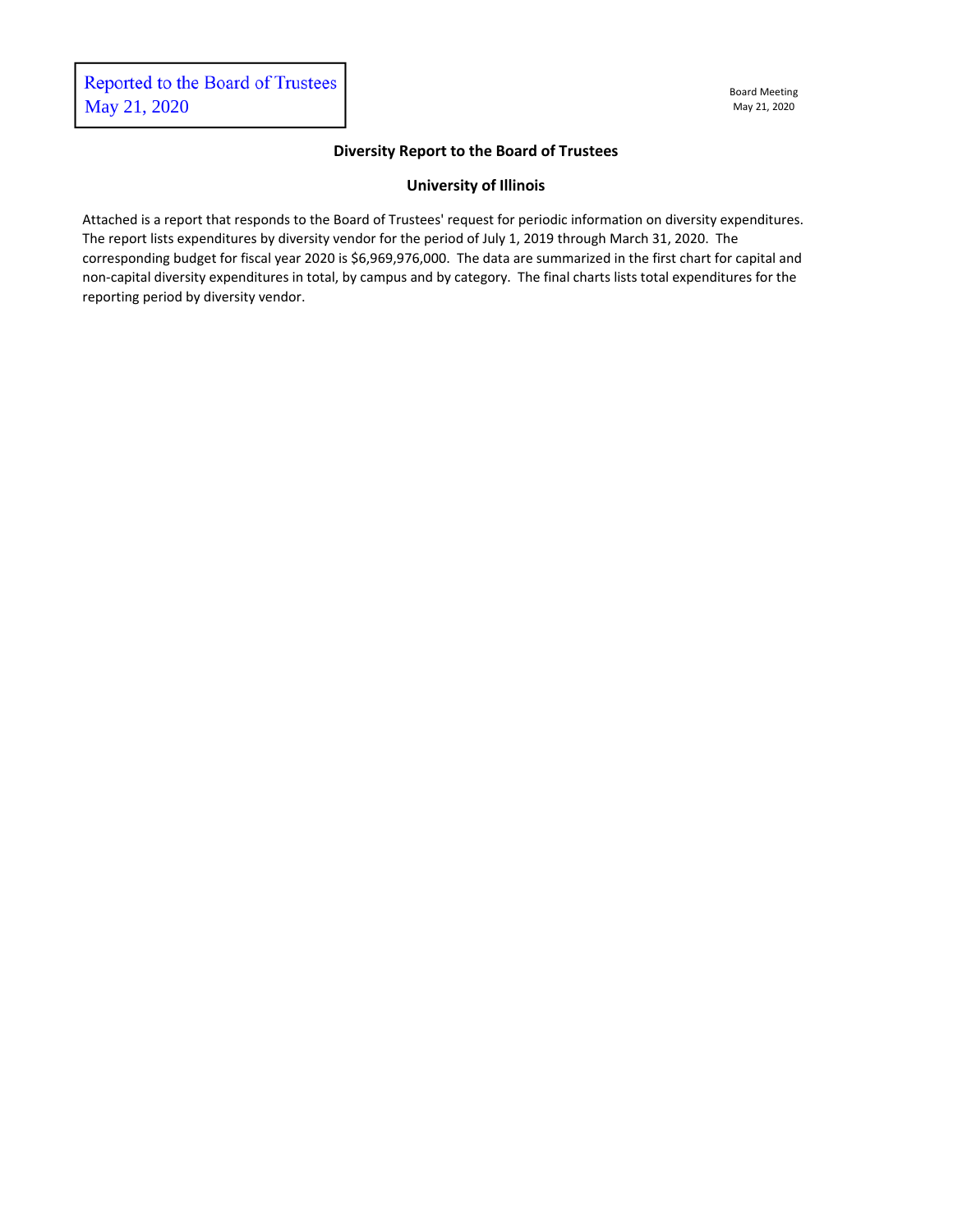Reported to the Board of Trustees
May 21, 2020

Board Meeting
May 21, 2020

## Diversity Report to the Board of Trustees

## University of Illinois

Attached is a report that responds to the Board of Trustees' request for periodic information on diversity expenditures. The report lists expenditures by diversity vendor for the period of July 1, 2019 through March 31, 2020. The corresponding budget for fiscal year 2020 is $6,969,976,000. The data are summarized in the first chart for capital and non-capital diversity expenditures in total, by campus and by category. The final charts lists total expenditures for the reporting period by diversity vendor.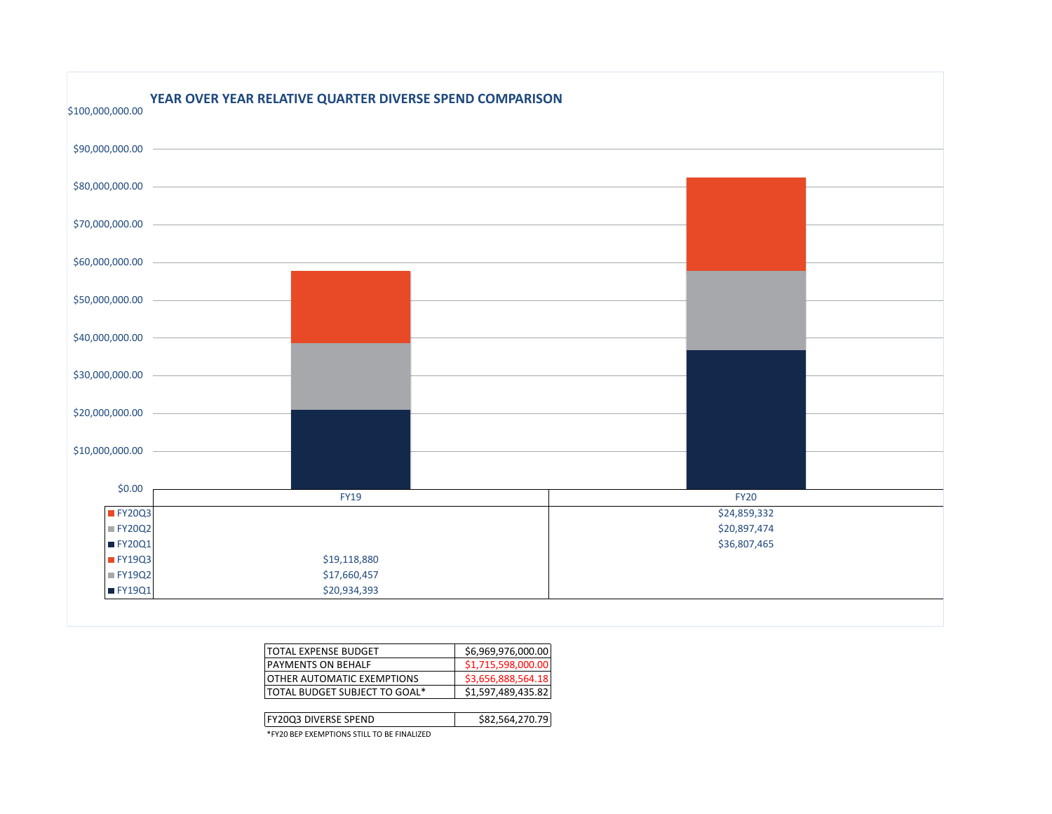## YEAR OVER YEAR RELATIVE QUARTER DIVERSE SPEND COMPARISON

| | FY19 | FY20 |
|---|---|---|
| FY20Q3 | | $24,859,332 |
| FY20Q2 | | $20,897,474 |
| FY20Q1 | | $36,807,465 |
| FY19Q3 | $19,118,880 | |
| FY19Q2 | $17,660,457 | |
| FY19Q1 | $20,934,393 | |

| | |
|---|---|
| TOTAL EXPENSE BUDGET | $6,969,976,000.00 |
| PAYMENTS ON BEHALF | $1,715,598,000.00 |
| OTHER AUTOMATIC EXEMPTIONS | $3,656,888,564.18 |
| TOTAL BUDGET SUBJECT TO GOAL* | $1,597,489,435.82 |

| | |
|---|---|
| FY20Q3 DIVERSE SPEND | $82,564,270.79 |

*FY20 BEP EXEMPTIONS STILL TO BE FINALIZED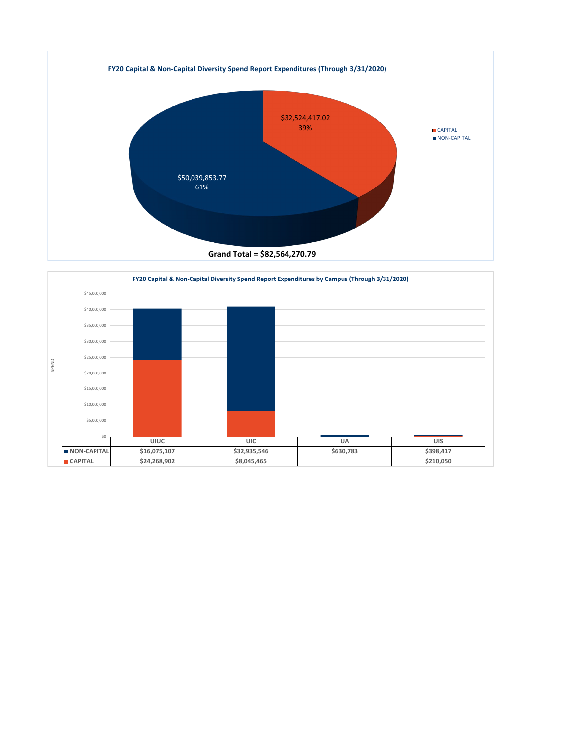**FY20 Capital & Non-Capital Diversity Spend Report Expenditures (Through 3/31/2020)**

| Category | Amount | Percent |
|---|---|---|
| CAPITAL | $32,524,417.02 | 39% |
| NON-CAPITAL | $50,039,853.77 | 61% |

**Grand Total = $82,564,270.79**

**FY20 Capital & Non-Capital Diversity Spend Report Expenditures by Campus (Through 3/31/2020)**

| | UIUC | UIC | UA | UIS |
|---|---|---|---|---|
| NON-CAPITAL | $16,075,107 | $32,935,546 | $630,783 | $398,417 |
| CAPITAL | $24,268,902 | $8,045,465 | | $210,050 |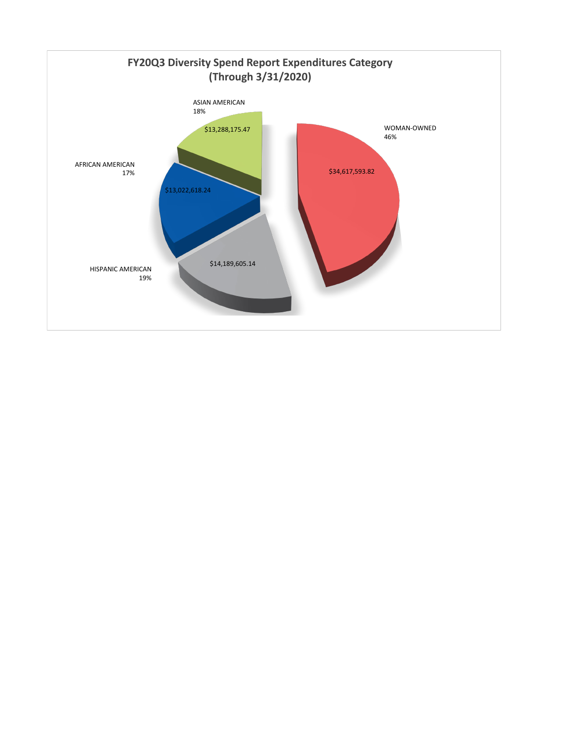## FY20Q3 Diversity Spend Report Expenditures Category (Through 3/31/2020)

| Category | Amount | Percentage |
|---|---|---|
| WOMAN-OWNED | $34,617,593.82 | 46% |
| HISPANIC AMERICAN | $14,189,605.14 | 19% |
| ASIAN AMERICAN | $13,288,175.47 | 18% |
| AFRICAN AMERICAN | $13,022,618.24 | 17% |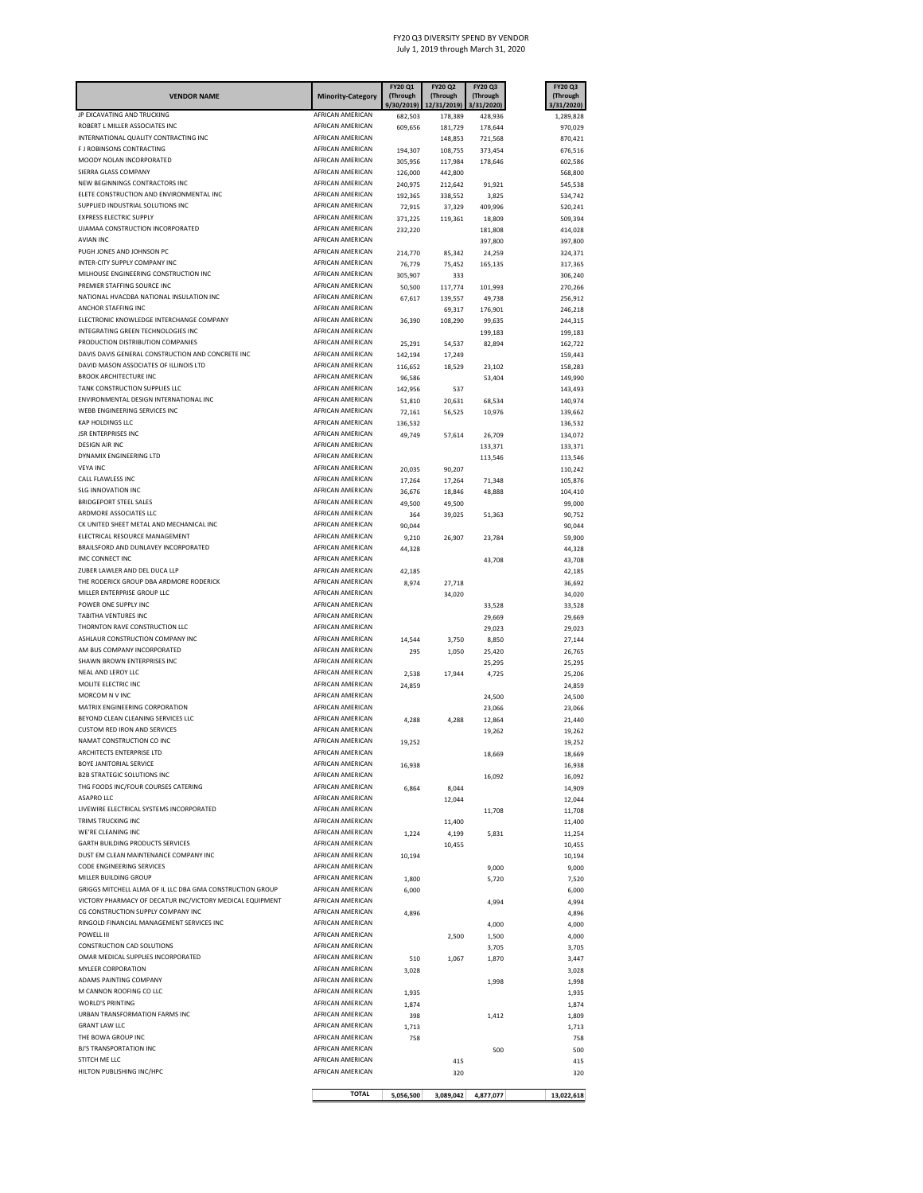# FY20 Q3 DIVERSITY SPEND BY VENDOR

July 1, 2019 through March 31, 2020

| VENDOR NAME | Minority-Category | FY20 Q1 (Through 9/30/2019) | FY20 Q2 (Through 12/31/2019) | FY20 Q3 (Through 3/31/2020) | FY20 Q3 (Through 3/31/2020) |
|---|---|---|---|---|---|
| JP EXCAVATING AND TRUCKING | AFRICAN AMERICAN | 682,503 | 178,389 | 428,936 | 1,289,828 |
| ROBERT L MILLER ASSOCIATES INC | AFRICAN AMERICAN | 609,656 | 181,729 | 178,644 | 970,029 |
| INTERNATIONAL QUALITY CONTRACTING INC | AFRICAN AMERICAN | | 148,853 | 721,568 | 870,421 |
| F J ROBINSONS CONTRACTING | AFRICAN AMERICAN | 194,307 | 108,755 | 373,454 | 676,516 |
| MOODY NOLAN INCORPORATED | AFRICAN AMERICAN | 305,956 | 117,984 | 178,646 | 602,586 |
| SIERRA GLASS COMPANY | AFRICAN AMERICAN | 126,000 | 442,800 | | 568,800 |
| NEW BEGINNINGS CONTRACTORS INC | AFRICAN AMERICAN | 240,975 | 212,642 | 91,921 | 545,538 |
| ELETE CONSTRUCTION AND ENVIRONMENTAL INC | AFRICAN AMERICAN | 192,365 | 338,552 | 3,825 | 534,742 |
| SUPPLIED INDUSTRIAL SOLUTIONS INC | AFRICAN AMERICAN | 72,915 | 37,329 | 409,996 | 520,241 |
| EXPRESS ELECTRIC SUPPLY | AFRICAN AMERICAN | 371,225 | 119,361 | 18,809 | 509,394 |
| UJAMAA CONSTRUCTION INCORPORATED | AFRICAN AMERICAN | 232,220 | | 181,808 | 414,028 |
| AVIAN INC | AFRICAN AMERICAN | | | 397,800 | 397,800 |
| PUGH JONES AND JOHNSON PC | AFRICAN AMERICAN | 214,770 | 85,342 | 24,259 | 324,371 |
| INTER-CITY SUPPLY COMPANY INC | AFRICAN AMERICAN | 76,779 | 75,452 | 165,135 | 317,365 |
| MILHOUSE ENGINEERING CONSTRUCTION INC | AFRICAN AMERICAN | 305,907 | 333 | | 306,240 |
| PREMIER STAFFING SOURCE INC | AFRICAN AMERICAN | 50,500 | 117,774 | 101,993 | 270,266 |
| NATIONAL HVACDBA NATIONAL INSULATION INC | AFRICAN AMERICAN | 67,617 | 139,557 | 49,738 | 256,912 |
| ANCHOR STAFFING INC | AFRICAN AMERICAN | | 69,317 | 176,901 | 246,218 |
| ELECTRONIC KNOWLEDGE INTERCHANGE COMPANY | AFRICAN AMERICAN | 36,390 | 108,290 | 99,635 | 244,315 |
| INTEGRATING GREEN TECHNOLOGIES INC | AFRICAN AMERICAN | | | 199,183 | 199,183 |
| PRODUCTION DISTRIBUTION COMPANIES | AFRICAN AMERICAN | 25,291 | 54,537 | 82,894 | 162,722 |
| DAVIS DAVIS GENERAL CONSTRUCTION AND CONCRETE INC | AFRICAN AMERICAN | 142,194 | 17,249 | | 159,443 |
| DAVID MASON ASSOCIATES OF ILLINOIS LTD | AFRICAN AMERICAN | 116,652 | 18,529 | 23,102 | 158,283 |
| BROOK ARCHITECTURE INC | AFRICAN AMERICAN | 96,586 | | 53,404 | 149,990 |
| TANK CONSTRUCTION SUPPLIES LLC | AFRICAN AMERICAN | 142,956 | 537 | | 143,493 |
| ENVIRONMENTAL DESIGN INTERNATIONAL INC | AFRICAN AMERICAN | 51,810 | 20,631 | 68,534 | 140,974 |
| WEBB ENGINEERING SERVICES INC | AFRICAN AMERICAN | 72,161 | 56,525 | 10,976 | 139,662 |
| KAP HOLDINGS LLC | AFRICAN AMERICAN | 136,532 | | | 136,532 |
| JSR ENTERPRISES INC | AFRICAN AMERICAN | 49,749 | 57,614 | 26,709 | 134,072 |
| DESIGN AIR INC | AFRICAN AMERICAN | | | 133,371 | 133,371 |
| DYNAMIX ENGINEERING LTD | AFRICAN AMERICAN | | | 113,546 | 113,546 |
| VEYA INC | AFRICAN AMERICAN | 20,035 | 90,207 | | 110,242 |
| CALL FLAWLESS INC | AFRICAN AMERICAN | 17,264 | 17,264 | 71,348 | 105,876 |
| SLG INNOVATION INC | AFRICAN AMERICAN | 36,676 | 18,846 | 48,888 | 104,410 |
| BRIDGEPORT STEEL SALES | AFRICAN AMERICAN | 49,500 | 49,500 | | 99,000 |
| ARDMORE ASSOCIATES LLC | AFRICAN AMERICAN | 364 | 39,025 | 51,363 | 90,752 |
| CK UNITED SHEET METAL AND MECHANICAL INC | AFRICAN AMERICAN | 90,044 | | | 90,044 |
| ELECTRICAL RESOURCE MANAGEMENT | AFRICAN AMERICAN | 9,210 | 26,907 | 23,784 | 59,900 |
| BRAILSFORD AND DUNLAVEY INCORPORATED | AFRICAN AMERICAN | 44,328 | | | 44,328 |
| IMC CONNECT INC | AFRICAN AMERICAN | | | 43,708 | 43,708 |
| ZUBER LAWLER AND DEL DUCA LLP | AFRICAN AMERICAN | 42,185 | | | 42,185 |
| THE RODERICK GROUP DBA ARDMORE RODERICK | AFRICAN AMERICAN | 8,974 | 27,718 | | 36,692 |
| MILLER ENTERPRISE GROUP LLC | AFRICAN AMERICAN | | 34,020 | | 34,020 |
| POWER ONE SUPPLY INC | AFRICAN AMERICAN | | | 33,528 | 33,528 |
| TABITHA VENTURES INC | AFRICAN AMERICAN | | | 29,669 | 29,669 |
| THORNTON RAVE CONSTRUCTION LLC | AFRICAN AMERICAN | | | 29,023 | 29,023 |
| ASHLAUR CONSTRUCTION COMPANY INC | AFRICAN AMERICAN | 14,544 | 3,750 | 8,850 | 27,144 |
| AM BUS COMPANY INCORPORATED | AFRICAN AMERICAN | 295 | 1,050 | 25,420 | 26,765 |
| SHAWN BROWN ENTERPRISES INC | AFRICAN AMERICAN | | | 25,295 | 25,295 |
| NEAL AND LEROY LLC | AFRICAN AMERICAN | 2,538 | 17,944 | 4,725 | 25,206 |
| MOLITE ELECTRIC INC | AFRICAN AMERICAN | 24,859 | | | 24,859 |
| MORCOM N V INC | AFRICAN AMERICAN | | | 24,500 | 24,500 |
| MATRIX ENGINEERING CORPORATION | AFRICAN AMERICAN | | | 23,066 | 23,066 |
| BEYOND CLEAN CLEANING SERVICES LLC | AFRICAN AMERICAN | 4,288 | 4,288 | 12,864 | 21,440 |
| CUSTOM RED IRON AND SERVICES | AFRICAN AMERICAN | | | 19,262 | 19,262 |
| NAMAT CONSTRUCTION CO INC | AFRICAN AMERICAN | 19,252 | | | 19,252 |
| ARCHITECTS ENTERPRISE LTD | AFRICAN AMERICAN | | | 18,669 | 18,669 |
| BOYE JANITORIAL SERVICE | AFRICAN AMERICAN | 16,938 | | | 16,938 |
| B2B STRATEGIC SOLUTIONS INC | AFRICAN AMERICAN | | | 16,092 | 16,092 |
| THG FOODS INC/FOUR COURSES CATERING | AFRICAN AMERICAN | 6,864 | 8,044 | | 14,909 |
| ASAPRO LLC | AFRICAN AMERICAN | | 12,044 | | 12,044 |
| LIVEWIRE ELECTRICAL SYSTEMS INCORPORATED | AFRICAN AMERICAN | | | 11,708 | 11,708 |
| TRIMS TRUCKING INC | AFRICAN AMERICAN | | 11,400 | | 11,400 |
| WE'RE CLEANING INC | AFRICAN AMERICAN | 1,224 | 4,199 | 5,831 | 11,254 |
| GARTH BUILDING PRODUCTS SERVICES | AFRICAN AMERICAN | | 10,455 | | 10,455 |
| DUST EM CLEAN MAINTENANCE COMPANY INC | AFRICAN AMERICAN | 10,194 | | | 10,194 |
| CODE ENGINEERING SERVICES | AFRICAN AMERICAN | | | 9,000 | 9,000 |
| MILLER BUILDING GROUP | AFRICAN AMERICAN | 1,800 | | 5,720 | 7,520 |
| GRIGGS MITCHELL ALMA OF IL LLC DBA GMA CONSTRUCTION GROUP | AFRICAN AMERICAN | 6,000 | | | 6,000 |
| VICTORY PHARMACY OF DECATUR INC/VICTORY MEDICAL EQUIPMENT | AFRICAN AMERICAN | | | 4,994 | 4,994 |
| CG CONSTRUCTION SUPPLY COMPANY INC | AFRICAN AMERICAN | 4,896 | | | 4,896 |
| RINGOLD FINANCIAL MANAGEMENT SERVICES INC | AFRICAN AMERICAN | | | 4,000 | 4,000 |
| POWELL III | AFRICAN AMERICAN | | 2,500 | 1,500 | 4,000 |
| CONSTRUCTION CAD SOLUTIONS | AFRICAN AMERICAN | | | 3,705 | 3,705 |
| OMAR MEDICAL SUPPLIES INCORPORATED | AFRICAN AMERICAN | 510 | 1,067 | 1,870 | 3,447 |
| MYLEER CORPORATION | AFRICAN AMERICAN | 3,028 | | | 3,028 |
| ADAMS PAINTING COMPANY | AFRICAN AMERICAN | | | 1,998 | 1,998 |
| M CANNON ROOFING CO LLC | AFRICAN AMERICAN | 1,935 | | | 1,935 |
| WORLD'S PRINTING | AFRICAN AMERICAN | 1,874 | | | 1,874 |
| URBAN TRANSFORMATION FARMS INC | AFRICAN AMERICAN | 398 | | 1,412 | 1,809 |
| GRANT LAW LLC | AFRICAN AMERICAN | 1,713 | | | 1,713 |
| THE BOWA GROUP INC | AFRICAN AMERICAN | 758 | | | 758 |
| BJ'S TRANSPORTATION INC | AFRICAN AMERICAN | | | 500 | 500 |
| STITCH ME LLC | AFRICAN AMERICAN | | 415 | | 415 |
| HILTON PUBLISHING INC/HPC | AFRICAN AMERICAN | | 320 | | 320 |
| | **TOTAL** | **5,056,500** | **3,089,042** | **4,877,077** | **13,022,618** |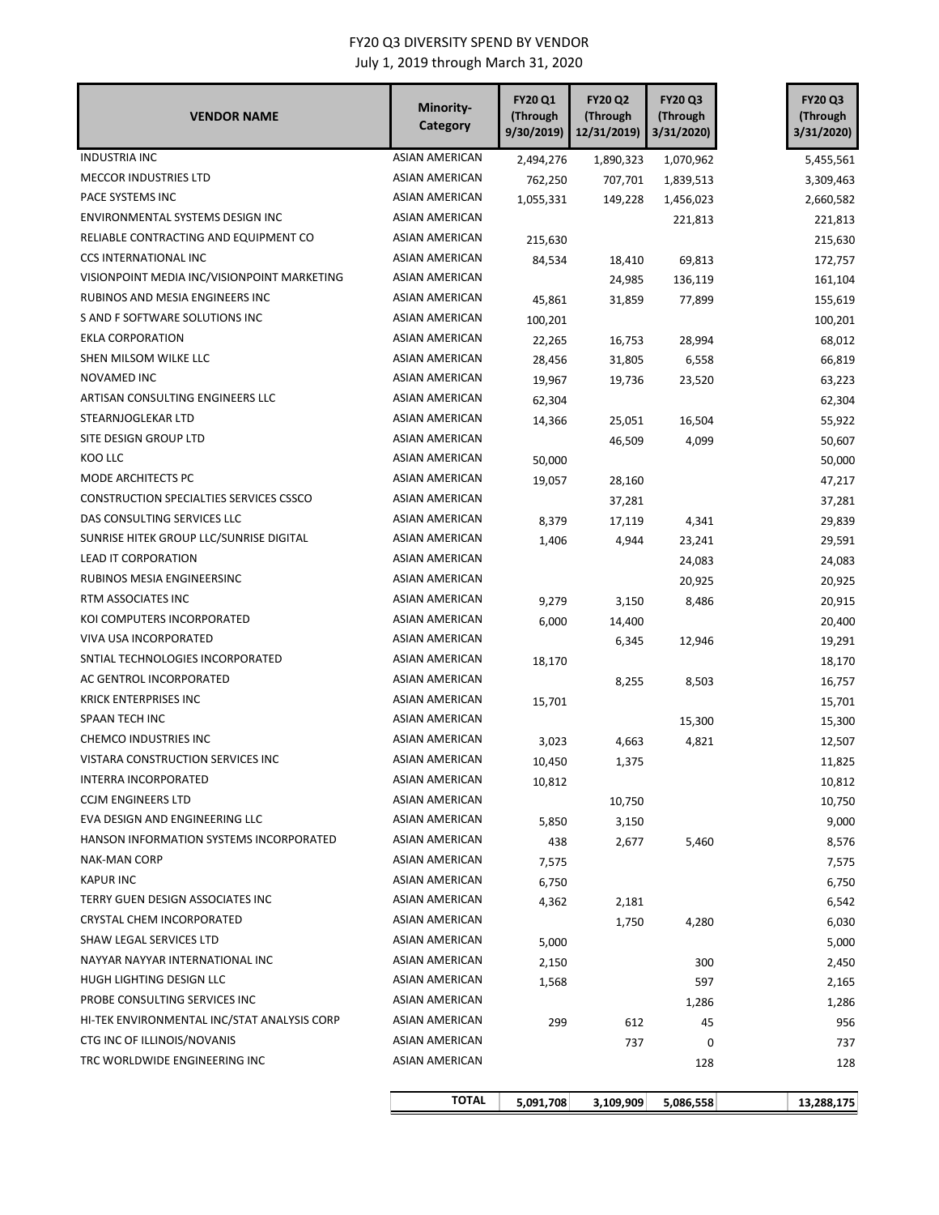# FY20 Q3 DIVERSITY SPEND BY VENDOR

July 1, 2019 through March 31, 2020

| VENDOR NAME | Minority-Category | FY20 Q1 (Through 9/30/2019) | FY20 Q2 (Through 12/31/2019) | FY20 Q3 (Through 3/31/2020) | FY20 Q3 (Through 3/31/2020) |
|---|---|---|---|---|---|
| INDUSTRIA INC | ASIAN AMERICAN | 2,494,276 | 1,890,323 | 1,070,962 | 5,455,561 |
| MECCOR INDUSTRIES LTD | ASIAN AMERICAN | 762,250 | 707,701 | 1,839,513 | 3,309,463 |
| PACE SYSTEMS INC | ASIAN AMERICAN | 1,055,331 | 149,228 | 1,456,023 | 2,660,582 |
| ENVIRONMENTAL SYSTEMS DESIGN INC | ASIAN AMERICAN | | | 221,813 | 221,813 |
| RELIABLE CONTRACTING AND EQUIPMENT CO | ASIAN AMERICAN | 215,630 | | | 215,630 |
| CCS INTERNATIONAL INC | ASIAN AMERICAN | 84,534 | 18,410 | 69,813 | 172,757 |
| VISIONPOINT MEDIA INC/VISIONPOINT MARKETING | ASIAN AMERICAN | | 24,985 | 136,119 | 161,104 |
| RUBINOS AND MESIA ENGINEERS INC | ASIAN AMERICAN | 45,861 | 31,859 | 77,899 | 155,619 |
| S AND F SOFTWARE SOLUTIONS INC | ASIAN AMERICAN | 100,201 | | | 100,201 |
| EKLA CORPORATION | ASIAN AMERICAN | 22,265 | 16,753 | 28,994 | 68,012 |
| SHEN MILSOM WILKE LLC | ASIAN AMERICAN | 28,456 | 31,805 | 6,558 | 66,819 |
| NOVAMED INC | ASIAN AMERICAN | 19,967 | 19,736 | 23,520 | 63,223 |
| ARTISAN CONSULTING ENGINEERS LLC | ASIAN AMERICAN | 62,304 | | | 62,304 |
| STEARNJOGLEKAR LTD | ASIAN AMERICAN | 14,366 | 25,051 | 16,504 | 55,922 |
| SITE DESIGN GROUP LTD | ASIAN AMERICAN | | 46,509 | 4,099 | 50,607 |
| KOO LLC | ASIAN AMERICAN | 50,000 | | | 50,000 |
| MODE ARCHITECTS PC | ASIAN AMERICAN | 19,057 | 28,160 | | 47,217 |
| CONSTRUCTION SPECIALTIES SERVICES CSSCO | ASIAN AMERICAN | | 37,281 | | 37,281 |
| DAS CONSULTING SERVICES LLC | ASIAN AMERICAN | 8,379 | 17,119 | 4,341 | 29,839 |
| SUNRISE HITEK GROUP LLC/SUNRISE DIGITAL | ASIAN AMERICAN | 1,406 | 4,944 | 23,241 | 29,591 |
| LEAD IT CORPORATION | ASIAN AMERICAN | | | 24,083 | 24,083 |
| RUBINOS MESIA ENGINEERSINC | ASIAN AMERICAN | | | 20,925 | 20,925 |
| RTM ASSOCIATES INC | ASIAN AMERICAN | 9,279 | 3,150 | 8,486 | 20,915 |
| KOI COMPUTERS INCORPORATED | ASIAN AMERICAN | 6,000 | 14,400 | | 20,400 |
| VIVA USA INCORPORATED | ASIAN AMERICAN | | 6,345 | 12,946 | 19,291 |
| SNTIAL TECHNOLOGIES INCORPORATED | ASIAN AMERICAN | 18,170 | | | 18,170 |
| AC GENTROL INCORPORATED | ASIAN AMERICAN | | 8,255 | 8,503 | 16,757 |
| KRICK ENTERPRISES INC | ASIAN AMERICAN | 15,701 | | | 15,701 |
| SPAAN TECH INC | ASIAN AMERICAN | | | 15,300 | 15,300 |
| CHEMCO INDUSTRIES INC | ASIAN AMERICAN | 3,023 | 4,663 | 4,821 | 12,507 |
| VISTARA CONSTRUCTION SERVICES INC | ASIAN AMERICAN | 10,450 | 1,375 | | 11,825 |
| INTERRA INCORPORATED | ASIAN AMERICAN | 10,812 | | | 10,812 |
| CCJM ENGINEERS LTD | ASIAN AMERICAN | | 10,750 | | 10,750 |
| EVA DESIGN AND ENGINEERING LLC | ASIAN AMERICAN | 5,850 | 3,150 | | 9,000 |
| HANSON INFORMATION SYSTEMS INCORPORATED | ASIAN AMERICAN | 438 | 2,677 | 5,460 | 8,576 |
| NAK-MAN CORP | ASIAN AMERICAN | 7,575 | | | 7,575 |
| KAPUR INC | ASIAN AMERICAN | 6,750 | | | 6,750 |
| TERRY GUEN DESIGN ASSOCIATES INC | ASIAN AMERICAN | 4,362 | 2,181 | | 6,542 |
| CRYSTAL CHEM INCORPORATED | ASIAN AMERICAN | | 1,750 | 4,280 | 6,030 |
| SHAW LEGAL SERVICES LTD | ASIAN AMERICAN | 5,000 | | | 5,000 |
| NAYYAR NAYYAR INTERNATIONAL INC | ASIAN AMERICAN | 2,150 | | 300 | 2,450 |
| HUGH LIGHTING DESIGN LLC | ASIAN AMERICAN | 1,568 | | 597 | 2,165 |
| PROBE CONSULTING SERVICES INC | ASIAN AMERICAN | | | 1,286 | 1,286 |
| HI-TEK ENVIRONMENTAL INC/STAT ANALYSIS CORP | ASIAN AMERICAN | 299 | 612 | 45 | 956 |
| CTG INC OF ILLINOIS/NOVANIS | ASIAN AMERICAN | | 737 | 0 | 737 |
| TRC WORLDWIDE ENGINEERING INC | ASIAN AMERICAN | | | 128 | 128 |
| | **TOTAL** | **5,091,708** | **3,109,909** | **5,086,558** | **13,288,175** |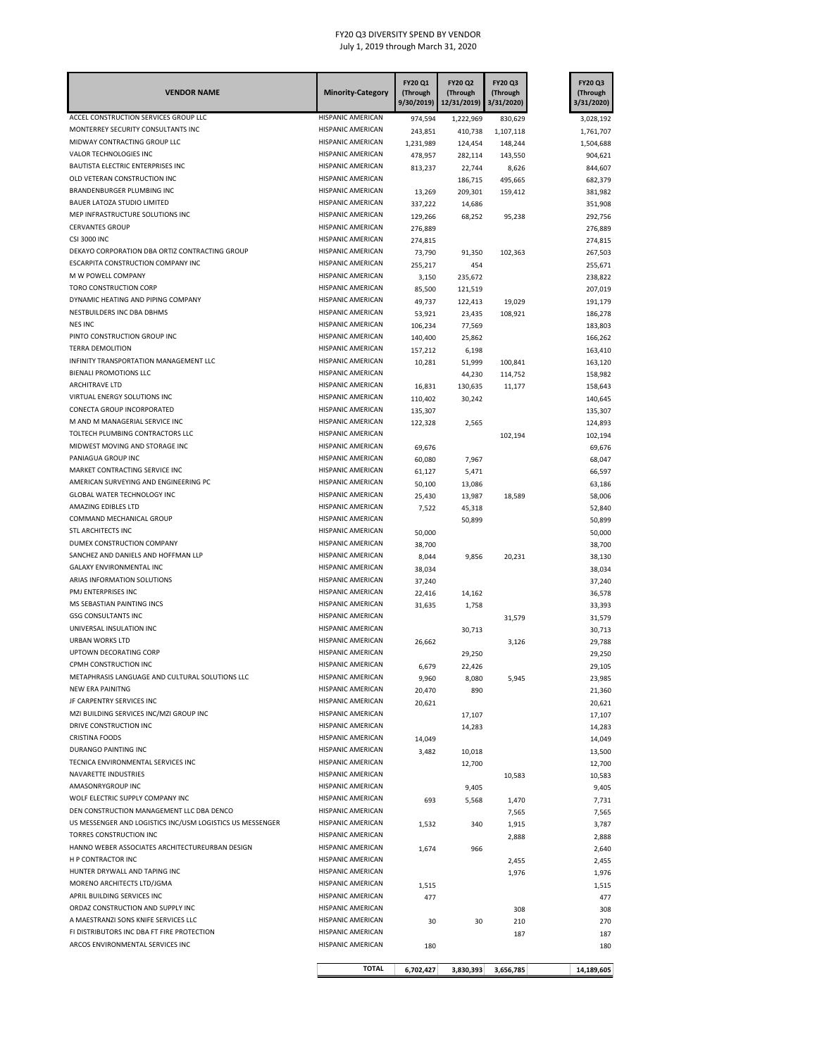# FY20 Q3 DIVERSITY SPEND BY VENDOR

July 1, 2019 through March 31, 2020

| VENDOR NAME | Minority-Category | FY20 Q1 (Through 9/30/2019) | FY20 Q2 (Through 12/31/2019) | FY20 Q3 (Through 3/31/2020) | FY20 Q3 (Through 3/31/2020) |
|---|---|---|---|---|---|
| ACCEL CONSTRUCTION SERVICES GROUP LLC | HISPANIC AMERICAN | 974,594 | 1,222,969 | 830,629 | 3,028,192 |
| MONTERREY SECURITY CONSULTANTS INC | HISPANIC AMERICAN | 243,851 | 410,738 | 1,107,118 | 1,761,707 |
| MIDWAY CONTRACTING GROUP LLC | HISPANIC AMERICAN | 1,231,989 | 124,454 | 148,244 | 1,504,688 |
| VALOR TECHNOLOGIES INC | HISPANIC AMERICAN | 478,957 | 282,114 | 143,550 | 904,621 |
| BAUTISTA ELECTRIC ENTERPRISES INC | HISPANIC AMERICAN | 813,237 | 22,744 | 8,626 | 844,607 |
| OLD VETERAN CONSTRUCTION INC | HISPANIC AMERICAN | | 186,715 | 495,665 | 682,379 |
| BRANDENBURGER PLUMBING INC | HISPANIC AMERICAN | 13,269 | 209,301 | 159,412 | 381,982 |
| BAUER LATOZA STUDIO LIMITED | HISPANIC AMERICAN | 337,222 | 14,686 | | 351,908 |
| MEP INFRASTRUCTURE SOLUTIONS INC | HISPANIC AMERICAN | 129,266 | 68,252 | 95,238 | 292,756 |
| CERVANTES GROUP | HISPANIC AMERICAN | 276,889 | | | 276,889 |
| CSI 3000 INC | HISPANIC AMERICAN | 274,815 | | | 274,815 |
| DEKAYO CORPORATION DBA ORTIZ CONTRACTING GROUP | HISPANIC AMERICAN | 73,790 | 91,350 | 102,363 | 267,503 |
| ESCARPITA CONSTRUCTION COMPANY INC | HISPANIC AMERICAN | 255,217 | 454 | | 255,671 |
| M W POWELL COMPANY | HISPANIC AMERICAN | 3,150 | 235,672 | | 238,822 |
| TORO CONSTRUCTION CORP | HISPANIC AMERICAN | 85,500 | 121,519 | | 207,019 |
| DYNAMIC HEATING AND PIPING COMPANY | HISPANIC AMERICAN | 49,737 | 122,413 | 19,029 | 191,179 |
| NESTBUILDERS INC DBA DBHMS | HISPANIC AMERICAN | 53,921 | 23,435 | 108,921 | 186,278 |
| NES INC | HISPANIC AMERICAN | 106,234 | 77,569 | | 183,803 |
| PINTO CONSTRUCTION GROUP INC | HISPANIC AMERICAN | 140,400 | 25,862 | | 166,262 |
| TERRA DEMOLITION | HISPANIC AMERICAN | 157,212 | 6,198 | | 163,410 |
| INFINITY TRANSPORTATION MANAGEMENT LLC | HISPANIC AMERICAN | 10,281 | 51,999 | 100,841 | 163,120 |
| BIENALI PROMOTIONS LLC | HISPANIC AMERICAN | | 44,230 | 114,752 | 158,982 |
| ARCHITRAVE LTD | HISPANIC AMERICAN | 16,831 | 130,635 | 11,177 | 158,643 |
| VIRTUAL ENERGY SOLUTIONS INC | HISPANIC AMERICAN | 110,402 | 30,242 | | 140,645 |
| CONECTA GROUP INCORPORATED | HISPANIC AMERICAN | 135,307 | | | 135,307 |
| M AND M MANAGERIAL SERVICE INC | HISPANIC AMERICAN | 122,328 | 2,565 | | 124,893 |
| TOLTECH PLUMBING CONTRACTORS LLC | HISPANIC AMERICAN | | | 102,194 | 102,194 |
| MIDWEST MOVING AND STORAGE INC | HISPANIC AMERICAN | 69,676 | | | 69,676 |
| PANIAGUA GROUP INC | HISPANIC AMERICAN | 60,080 | 7,967 | | 68,047 |
| MARKET CONTRACTING SERVICE INC | HISPANIC AMERICAN | 61,127 | 5,471 | | 66,597 |
| AMERICAN SURVEYING AND ENGINEERING PC | HISPANIC AMERICAN | 50,100 | 13,086 | | 63,186 |
| GLOBAL WATER TECHNOLOGY INC | HISPANIC AMERICAN | 25,430 | 13,987 | 18,589 | 58,006 |
| AMAZING EDIBLES LTD | HISPANIC AMERICAN | 7,522 | 45,318 | | 52,840 |
| COMMAND MECHANICAL GROUP | HISPANIC AMERICAN | | 50,899 | | 50,899 |
| STL ARCHITECTS INC | HISPANIC AMERICAN | 50,000 | | | 50,000 |
| DUMEX CONSTRUCTION COMPANY | HISPANIC AMERICAN | 38,700 | | | 38,700 |
| SANCHEZ AND DANIELS AND HOFFMAN LLP | HISPANIC AMERICAN | 8,044 | 9,856 | 20,231 | 38,130 |
| GALAXY ENVIRONMENTAL INC | HISPANIC AMERICAN | 38,034 | | | 38,034 |
| ARIAS INFORMATION SOLUTIONS | HISPANIC AMERICAN | 37,240 | | | 37,240 |
| PMJ ENTERPRISES INC | HISPANIC AMERICAN | 22,416 | 14,162 | | 36,578 |
| MS SEBASTIAN PAINTING INCS | HISPANIC AMERICAN | 31,635 | 1,758 | | 33,393 |
| GSG CONSULTANTS INC | HISPANIC AMERICAN | | | 31,579 | 31,579 |
| UNIVERSAL INSULATION INC | HISPANIC AMERICAN | | 30,713 | | 30,713 |
| URBAN WORKS LTD | HISPANIC AMERICAN | 26,662 | | 3,126 | 29,788 |
| UPTOWN DECORATING CORP | HISPANIC AMERICAN | | 29,250 | | 29,250 |
| CPMH CONSTRUCTION INC | HISPANIC AMERICAN | 6,679 | 22,426 | | 29,105 |
| METAPHRASIS LANGUAGE AND CULTURAL SOLUTIONS LLC | HISPANIC AMERICAN | 9,960 | 8,080 | 5,945 | 23,985 |
| NEW ERA PAINITNG | HISPANIC AMERICAN | 20,470 | 890 | | 21,360 |
| JF CARPENTRY SERVICES INC | HISPANIC AMERICAN | 20,621 | | | 20,621 |
| MZI BUILDING SERVICES INC/MZI GROUP INC | HISPANIC AMERICAN | | 17,107 | | 17,107 |
| DRIVE CONSTRUCTION INC | HISPANIC AMERICAN | | 14,283 | | 14,283 |
| CRISTINA FOODS | HISPANIC AMERICAN | 14,049 | | | 14,049 |
| DURANGO PAINTING INC | HISPANIC AMERICAN | 3,482 | 10,018 | | 13,500 |
| TECNICA ENVIRONMENTAL SERVICES INC | HISPANIC AMERICAN | | 12,700 | | 12,700 |
| NAVARETTE INDUSTRIES | HISPANIC AMERICAN | | | 10,583 | 10,583 |
| AMASONRYGROUP INC | HISPANIC AMERICAN | | 9,405 | | 9,405 |
| WOLF ELECTRIC SUPPLY COMPANY INC | HISPANIC AMERICAN | 693 | 5,568 | 1,470 | 7,731 |
| DEN CONSTRUCTION MANAGEMENT LLC DBA DENCO | HISPANIC AMERICAN | | | 7,565 | 7,565 |
| US MESSENGER AND LOGISTICS INC/USM LOGISTICS US MESSENGER | HISPANIC AMERICAN | 1,532 | 340 | 1,915 | 3,787 |
| TORRES CONSTRUCTION INC | HISPANIC AMERICAN | | | 2,888 | 2,888 |
| HANNO WEBER ASSOCIATES ARCHITECTUREURBAN DESIGN | HISPANIC AMERICAN | 1,674 | 966 | | 2,640 |
| H P CONTRACTOR INC | HISPANIC AMERICAN | | | 2,455 | 2,455 |
| HUNTER DRYWALL AND TAPING INC | HISPANIC AMERICAN | | | 1,976 | 1,976 |
| MORENO ARCHITECTS LTD/JGMA | HISPANIC AMERICAN | 1,515 | | | 1,515 |
| APRIL BUILDING SERVICES INC | HISPANIC AMERICAN | 477 | | | 477 |
| ORDAZ CONSTRUCTION AND SUPPLY INC | HISPANIC AMERICAN | | | 308 | 308 |
| A MAESTRANZI SONS KNIFE SERVICES LLC | HISPANIC AMERICAN | 30 | 30 | 210 | 270 |
| FI DISTRIBUTORS INC DBA FT FIRE PROTECTION | HISPANIC AMERICAN | | | 187 | 187 |
| ARCOS ENVIRONMENTAL SERVICES INC | HISPANIC AMERICAN | 180 | | | 180 |
| | **TOTAL** | **6,702,427** | **3,830,393** | **3,656,785** | **14,189,605** |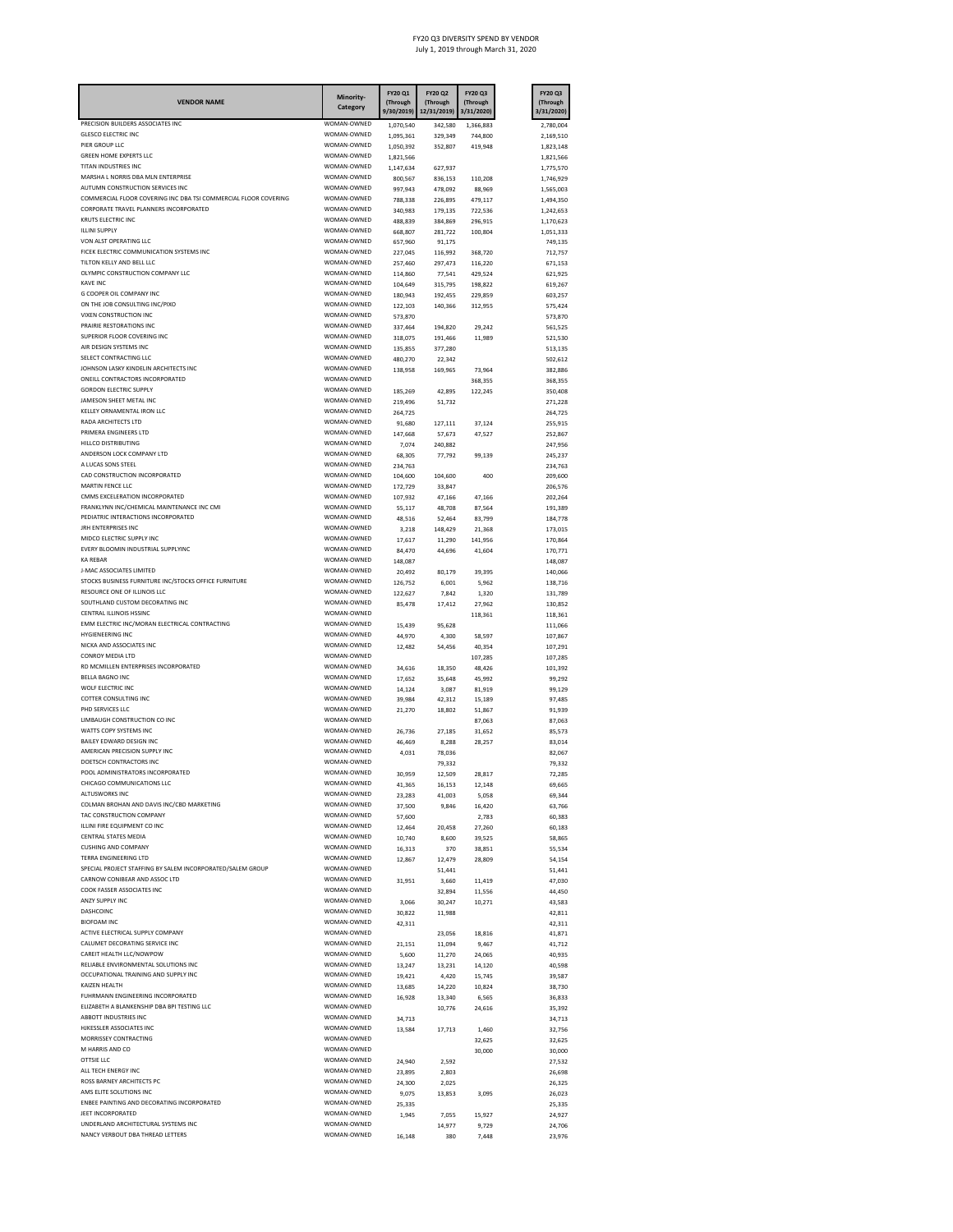# FY20 Q3 DIVERSITY SPEND BY VENDOR

July 1, 2019 through March 31, 2020

| VENDOR NAME | Minority-Category | FY20 Q1 (Through 9/30/2019) | FY20 Q2 (Through 12/31/2019) | FY20 Q3 (Through 3/31/2020) | FY20 Q3 (Through 3/31/2020) |
|---|---|---|---|---|---|
| PRECISION BUILDERS ASSOCIATES INC | WOMAN-OWNED | 1,070,540 | 342,580 | 1,366,883 | 2,780,004 |
| GLESCO ELECTRIC INC | WOMAN-OWNED | 1,095,361 | 329,349 | 744,800 | 2,169,510 |
| PIER GROUP LLC | WOMAN-OWNED | 1,050,392 | 352,807 | 419,948 | 1,823,148 |
| GREEN HOME EXPERTS LLC | WOMAN-OWNED | 1,821,566 | | | 1,821,566 |
| TITAN INDUSTRIES INC | WOMAN-OWNED | 1,147,634 | 627,937 | | 1,775,570 |
| MARSHA L NORRIS DBA MLN ENTERPRISE | WOMAN-OWNED | 800,567 | 836,153 | 110,208 | 1,746,929 |
| AUTUMN CONSTRUCTION SERVICES INC | WOMAN-OWNED | 997,943 | 478,092 | 88,969 | 1,565,003 |
| COMMERCIAL FLOOR COVERING INC DBA TSI COMMERCIAL FLOOR COVERING | WOMAN-OWNED | 788,338 | 226,895 | 479,117 | 1,494,350 |
| CORPORATE TRAVEL PLANNERS INCORPORATED | WOMAN-OWNED | 340,983 | 179,135 | 722,536 | 1,242,653 |
| KRUTS ELECTRIC INC | WOMAN-OWNED | 488,839 | 384,869 | 296,915 | 1,170,623 |
| ILLINI SUPPLY | WOMAN-OWNED | 668,807 | 281,722 | 100,804 | 1,051,333 |
| VON ALST OPERATING LLC | WOMAN-OWNED | 657,960 | 91,175 | | 749,135 |
| FICEK ELECTRIC COMMUNICATION SYSTEMS INC | WOMAN-OWNED | 227,045 | 116,992 | 368,720 | 712,757 |
| TILTON KELLY AND BELL LLC | WOMAN-OWNED | 257,460 | 297,473 | 116,220 | 671,153 |
| OLYMPIC CONSTRUCTION COMPANY LLC | WOMAN-OWNED | 114,860 | 77,541 | 429,524 | 621,925 |
| KAVE INC | WOMAN-OWNED | 104,649 | 315,795 | 198,822 | 619,267 |
| G COOPER OIL COMPANY INC | WOMAN-OWNED | 180,943 | 192,455 | 229,859 | 603,257 |
| ON THE JOB CONSULTING INC/PIXO | WOMAN-OWNED | 122,103 | 140,366 | 312,955 | 575,424 |
| VIXEN CONSTRUCTION INC | WOMAN-OWNED | 573,870 | | | 573,870 |
| PRAIRIE RESTORATIONS INC | WOMAN-OWNED | 337,464 | 194,820 | 29,242 | 561,525 |
| SUPERIOR FLOOR COVERING INC | WOMAN-OWNED | 318,075 | 191,466 | 11,989 | 521,530 |
| AIR DESIGN SYSTEMS INC | WOMAN-OWNED | 135,855 | 377,280 | | 513,135 |
| SELECT CONTRACTING LLC | WOMAN-OWNED | 480,270 | 22,342 | | 502,612 |
| JOHNSON LASKY KINDELIN ARCHITECTS INC | WOMAN-OWNED | 138,958 | 169,965 | 73,964 | 382,886 |
| ONEILL CONTRACTORS INCORPORATED | WOMAN-OWNED | | | 368,355 | 368,355 |
| GORDON ELECTRIC SUPPLY | WOMAN-OWNED | 185,269 | 42,895 | 122,245 | 350,408 |
| JAMESON SHEET METAL INC | WOMAN-OWNED | 219,496 | 51,732 | | 271,228 |
| KELLEY ORNAMENTAL IRON LLC | WOMAN-OWNED | 264,725 | | | 264,725 |
| RADA ARCHITECTS LTD | WOMAN-OWNED | 91,680 | 127,111 | 37,124 | 255,915 |
| PRIMERA ENGINEERS LTD | WOMAN-OWNED | 147,668 | 57,673 | 47,527 | 252,867 |
| HILLCO DISTRIBUTING | WOMAN-OWNED | 7,074 | 240,882 | | 247,956 |
| ANDERSON LOCK COMPANY LTD | WOMAN-OWNED | 68,305 | 77,792 | 99,139 | 245,237 |
| A LUCAS SONS STEEL | WOMAN-OWNED | 234,763 | | | 234,763 |
| CAD CONSTRUCTION INCORPORATED | WOMAN-OWNED | 104,600 | 104,600 | 400 | 209,600 |
| MARTIN FENCE LLC | WOMAN-OWNED | 172,729 | 33,847 | | 206,576 |
| CMMS EXCELERATION INCORPORATED | WOMAN-OWNED | 107,932 | 47,166 | 47,166 | 202,264 |
| FRANKLYNN INC/CHEMICAL MAINTENANCE INC CMI | WOMAN-OWNED | 55,117 | 48,708 | 87,564 | 191,389 |
| PEDIATRIC INTERACTIONS INCORPORATED | WOMAN-OWNED | 48,516 | 52,464 | 83,799 | 184,778 |
| JRH ENTERPRISES INC | WOMAN-OWNED | 3,218 | 148,429 | 21,368 | 173,015 |
| MIDCO ELECTRIC SUPPLY INC | WOMAN-OWNED | 17,617 | 11,290 | 141,956 | 170,864 |
| EVERY BLOOMIN INDUSTRIAL SUPPLYINC | WOMAN-OWNED | 84,470 | 44,696 | 41,604 | 170,771 |
| KA REBAR | WOMAN-OWNED | 148,087 | | | 148,087 |
| J-MAC ASSOCIATES LIMITED | WOMAN-OWNED | 20,492 | 80,179 | 39,395 | 140,066 |
| STOCKS BUSINESS FURNITURE INC/STOCKS OFFICE FURNITURE | WOMAN-OWNED | 126,752 | 6,001 | 5,962 | 138,716 |
| RESOURCE ONE OF ILLINOIS LLC | WOMAN-OWNED | 122,627 | 7,842 | 1,320 | 131,789 |
| SOUTHLAND CUSTOM DECORATING INC | WOMAN-OWNED | 85,478 | 17,412 | 27,962 | 130,852 |
| CENTRAL ILLINOIS HSSINC | WOMAN-OWNED | | | 118,361 | 118,361 |
| EMM ELECTRIC INC/MORAN ELECTRICAL CONTRACTING | WOMAN-OWNED | 15,439 | 95,628 | | 111,066 |
| HYGIENEERING INC | WOMAN-OWNED | 44,970 | 4,300 | 58,597 | 107,867 |
| NICKA AND ASSOCIATES INC | WOMAN-OWNED | 12,482 | 54,456 | 40,354 | 107,291 |
| CONROY MEDIA LTD | WOMAN-OWNED | | | 107,285 | 107,285 |
| RD MCMILLEN ENTERPRISES INCORPORATED | WOMAN-OWNED | 34,616 | 18,350 | 48,426 | 101,392 |
| BELLA BAGNO INC | WOMAN-OWNED | 17,652 | 35,648 | 45,992 | 99,292 |
| WOLF ELECTRIC INC | WOMAN-OWNED | 14,124 | 3,087 | 81,919 | 99,129 |
| COTTER CONSULTING INC | WOMAN-OWNED | 39,984 | 42,312 | 15,189 | 97,485 |
| PHD SERVICES LLC | WOMAN-OWNED | 21,270 | 18,802 | 51,867 | 91,939 |
| LIMBAUGH CONSTRUCTION CO INC | WOMAN-OWNED | | | 87,063 | 87,063 |
| WATTS COPY SYSTEMS INC | WOMAN-OWNED | 26,736 | 27,185 | 31,652 | 85,573 |
| BAILEY EDWARD DESIGN INC | WOMAN-OWNED | 46,469 | 8,288 | 28,257 | 83,014 |
| AMERICAN PRECISION SUPPLY INC | WOMAN-OWNED | 4,031 | 78,036 | | 82,067 |
| DOETSCH CONTRACTORS INC | WOMAN-OWNED | | 79,332 | | 79,332 |
| POOL ADMINISTRATORS INCORPORATED | WOMAN-OWNED | 30,959 | 12,509 | 28,817 | 72,285 |
| CHICAGO COMMUNICATIONS LLC | WOMAN-OWNED | 41,365 | 16,153 | 12,148 | 69,665 |
| ALTUSWORKS INC | WOMAN-OWNED | 23,283 | 41,003 | 5,058 | 69,344 |
| COLMAN BROHAN AND DAVIS INC/CBD MARKETING | WOMAN-OWNED | 37,500 | 9,846 | 16,420 | 63,766 |
| TAC CONSTRUCTION COMPANY | WOMAN-OWNED | 57,600 | | 2,783 | 60,383 |
| ILLINI FIRE EQUIPMENT CO INC | WOMAN-OWNED | 12,464 | 20,458 | 27,260 | 60,183 |
| CENTRAL STATES MEDIA | WOMAN-OWNED | 10,740 | 8,600 | 39,525 | 58,865 |
| CUSHING AND COMPANY | WOMAN-OWNED | 16,313 | 370 | 38,851 | 55,534 |
| TERRA ENGINEERING LTD | WOMAN-OWNED | 12,867 | 12,479 | 28,809 | 54,154 |
| SPECIAL PROJECT STAFFING BY SALEM INCORPORATED/SALEM GROUP | WOMAN-OWNED | | 51,441 | | 51,441 |
| CARNOW CONIBEAR AND ASSOC LTD | WOMAN-OWNED | 31,951 | 3,660 | 11,419 | 47,030 |
| COOK FASSER ASSOCIATES INC | WOMAN-OWNED | | 32,894 | 11,556 | 44,450 |
| ANZY SUPPLY INC | WOMAN-OWNED | 3,066 | 30,247 | 10,271 | 43,583 |
| DASHCOINC | WOMAN-OWNED | 30,822 | 11,988 | | 42,811 |
| BIOFOAM INC | WOMAN-OWNED | 42,311 | | | 42,311 |
| ACTIVE ELECTRICAL SUPPLY COMPANY | WOMAN-OWNED | | 23,056 | 18,816 | 41,871 |
| CALUMET DECORATING SERVICE INC | WOMAN-OWNED | 21,151 | 11,094 | 9,467 | 41,712 |
| CAREIT HEALTH LLC/NOWPOW | WOMAN-OWNED | 5,600 | 11,270 | 24,065 | 40,935 |
| RELIABLE ENVIRONMENTAL SOLUTIONS INC | WOMAN-OWNED | 13,247 | 13,231 | 14,120 | 40,598 |
| OCCUPATIONAL TRAINING AND SUPPLY INC | WOMAN-OWNED | 19,421 | 4,420 | 15,745 | 39,587 |
| KAIZEN HEALTH | WOMAN-OWNED | 13,685 | 14,220 | 10,824 | 38,730 |
| FUHRMANN ENGINEERING INCORPORATED | WOMAN-OWNED | 16,928 | 13,340 | 6,565 | 36,833 |
| ELIZABETH A BLANKENSHIP DBA BPI TESTING LLC | WOMAN-OWNED | | 10,776 | 24,616 | 35,392 |
| ABBOTT INDUSTRIES INC | WOMAN-OWNED | 34,713 | | | 34,713 |
| HJKESSLER ASSOCIATES INC | WOMAN-OWNED | 13,584 | 17,713 | 1,460 | 32,756 |
| MORRISSEY CONTRACTING | WOMAN-OWNED | | | 32,625 | 32,625 |
| M HARRIS AND CO | WOMAN-OWNED | | | 30,000 | 30,000 |
| OTTSIE LLC | WOMAN-OWNED | 24,940 | 2,592 | | 27,532 |
| ALL TECH ENERGY INC | WOMAN-OWNED | 23,895 | 2,803 | | 26,698 |
| ROSS BARNEY ARCHITECTS PC | WOMAN-OWNED | 24,300 | 2,025 | | 26,325 |
| AMS ELITE SOLUTIONS INC | WOMAN-OWNED | 9,075 | 13,853 | 3,095 | 26,023 |
| ENBEE PAINTING AND DECORATING INCORPORATED | WOMAN-OWNED | 25,335 | | | 25,335 |
| JEET INCORPORATED | WOMAN-OWNED | 1,945 | 7,055 | 15,927 | 24,927 |
| UNDERLAND ARCHITECTURAL SYSTEMS INC | WOMAN-OWNED | | 14,977 | 9,729 | 24,706 |
| NANCY VERBOUT DBA THREAD LETTERS | WOMAN-OWNED | 16,148 | 380 | 7,448 | 23,976 |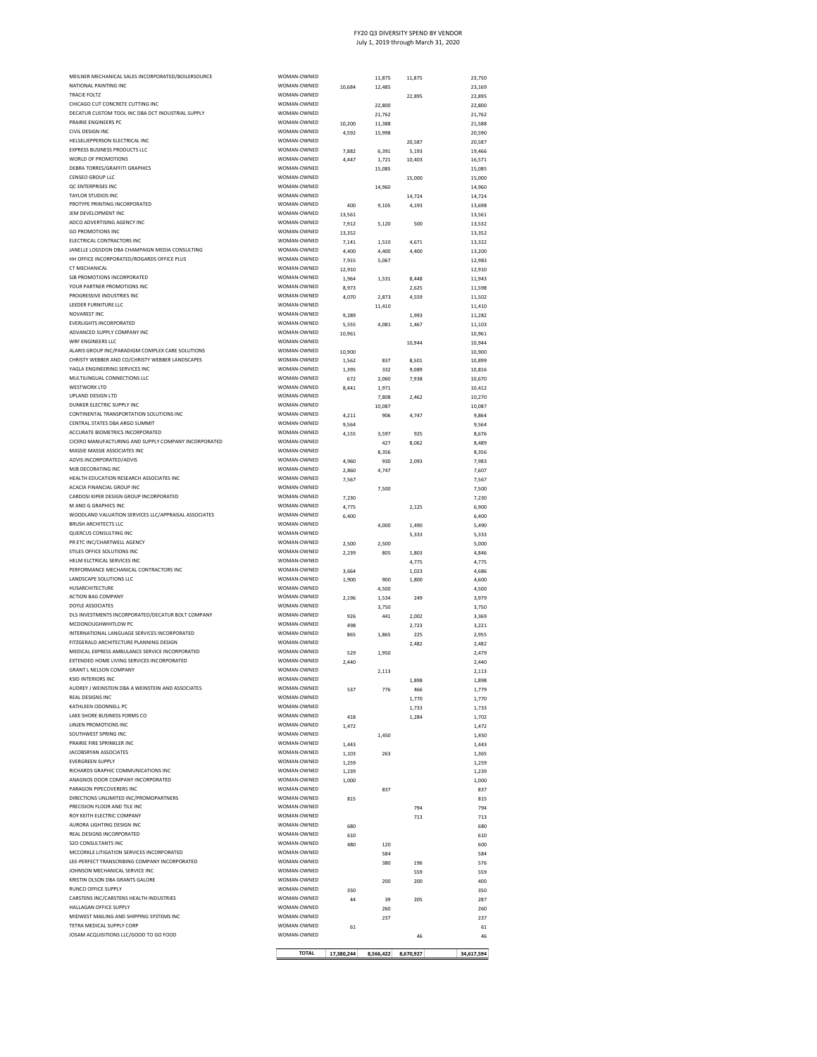# FY20 Q3 DIVERSITY SPEND BY VENDOR

July 1, 2019 through March 31, 2020

| Vendor | Classification | | | | Total |
|---|---|---|---|---|---|
| MEILNER MECHANICAL SALES INCORPORATED/BOILERSOURCE | WOMAN-OWNED | | 11,875 | 11,875 | 23,750 |
| NATIONAL PAINTING INC | WOMAN-OWNED | 10,684 | 12,485 | | 23,169 |
| TRACIE FOLTZ | WOMAN-OWNED | | | 22,895 | 22,895 |
| CHICAGO CUT CONCRETE CUTTING INC | WOMAN-OWNED | | 22,800 | | 22,800 |
| DECATUR CUSTOM TOOL INC DBA DCT INDUSTRIAL SUPPLY | WOMAN-OWNED | | 21,762 | | 21,762 |
| PRAIRIE ENGINEERS PC | WOMAN-OWNED | 10,200 | 11,388 | | 21,588 |
| CIVIL DESIGN INC | WOMAN-OWNED | 4,592 | 15,998 | | 20,590 |
| HELSELJEPPERSON ELECTRICAL INC | WOMAN-OWNED | | | 20,587 | 20,587 |
| EXPRESS BUSINESS PRODUCTS LLC | WOMAN-OWNED | 7,882 | 6,391 | 5,193 | 19,466 |
| WORLD OF PROMOTIONS | WOMAN-OWNED | 4,447 | 1,721 | 10,403 | 16,571 |
| DEBRA TORRES/GRAFFITI GRAPHICS | WOMAN-OWNED | | 15,085 | | 15,085 |
| CENSEO GROUP LLC | WOMAN-OWNED | | | 15,000 | 15,000 |
| QC ENTERPRISES INC | WOMAN-OWNED | | 14,960 | | 14,960 |
| TAYLOR STUDIOS INC | WOMAN-OWNED | | | 14,724 | 14,724 |
| PROTYPE PRINTING INCORPORATED | WOMAN-OWNED | 400 | 9,105 | 4,193 | 13,698 |
| JEM DEVELOPMENT INC | WOMAN-OWNED | 13,561 | | | 13,561 |
| ADCO ADVERTISING AGENCY INC | WOMAN-OWNED | 7,912 | 5,120 | 500 | 13,532 |
| GO PROMOTIONS INC | WOMAN-OWNED | 13,352 | | | 13,352 |
| ELECTRICAL CONTRACTORS INC | WOMAN-OWNED | 7,141 | 1,510 | 4,671 | 13,322 |
| JANELLE LOGSDON DBA CHAMPAIGN MEDIA CONSULTING | WOMAN-OWNED | 4,400 | 4,400 | 4,400 | 13,200 |
| HH OFFICE INCORPORATED/ROGARDS OFFICE PLUS | WOMAN-OWNED | 7,915 | 5,067 | | 12,983 |
| CT MECHANICAL | WOMAN-OWNED | 12,910 | | | 12,910 |
| SJB PROMOTIONS INCORPORATED | WOMAN-OWNED | 1,964 | 1,531 | 8,448 | 11,943 |
| YOUR PARTNER PROMOTIONS INC | WOMAN-OWNED | 8,973 | | 2,625 | 11,598 |
| PROGRESSIVE INDUSTRIES INC | WOMAN-OWNED | 4,070 | 2,873 | 4,559 | 11,502 |
| LEEDER FURNITURE LLC | WOMAN-OWNED | | 11,410 | | 11,410 |
| NOVAREST INC | WOMAN-OWNED | 9,289 | | 1,993 | 11,282 |
| EVERLIGHTS INCORPORATED | WOMAN-OWNED | 5,555 | 4,081 | 1,467 | 11,103 |
| ADVANCED SUPPLY COMPANY INC | WOMAN-OWNED | 10,961 | | | 10,961 |
| WRF ENGINEERS LLC | WOMAN-OWNED | | | 10,944 | 10,944 |
| ALARIS GROUP INC/PARADIGM COMPLEX CARE SOLUTIONS | WOMAN-OWNED | 10,900 | | | 10,900 |
| CHRISTY WEBBER AND CO/CHRISTY WEBBER LANDSCAPES | WOMAN-OWNED | 1,562 | 837 | 8,501 | 10,899 |
| YAGLA ENGINEERING SERVICES INC | WOMAN-OWNED | 1,395 | 332 | 9,089 | 10,816 |
| MULTILINGUAL CONNECTIONS LLC | WOMAN-OWNED | 672 | 2,060 | 7,938 | 10,670 |
| WESTWORX LTD | WOMAN-OWNED | 8,441 | 1,971 | | 10,412 |
| UPLAND DESIGN LTD | WOMAN-OWNED | | 7,808 | 2,462 | 10,270 |
| DUNKER ELECTRIC SUPPLY INC | WOMAN-OWNED | | 10,087 | | 10,087 |
| CONTINENTAL TRANSPORTATION SOLUTIONS INC | WOMAN-OWNED | 4,211 | 906 | 4,747 | 9,864 |
| CENTRAL STATES DBA ARGO SUMMIT | WOMAN-OWNED | 9,564 | | | 9,564 |
| ACCURATE BIOMETRICS INCORPORATED | WOMAN-OWNED | 4,155 | 3,597 | 925 | 8,676 |
| CICERO MANUFACTURING AND SUPPLY COMPANY INCORPORATED | WOMAN-OWNED | | 427 | 8,062 | 8,489 |
| MASSIE MASSIE ASSOCIATES INC | WOMAN-OWNED | | 8,356 | | 8,356 |
| ADVIS INCORPORATED/ADVIS | WOMAN-OWNED | 4,960 | 930 | 2,093 | 7,983 |
| MJB DECORATING INC | WOMAN-OWNED | 2,860 | 4,747 | | 7,607 |
| HEALTH EDUCATION RESEARCH ASSOCIATES INC | WOMAN-OWNED | 7,567 | | | 7,567 |
| ACACIA FINANCIAL GROUP INC | WOMAN-OWNED | | 7,500 | | 7,500 |
| CARDOSI KIPER DESIGN GROUP INCORPORATED | WOMAN-OWNED | 7,230 | | | 7,230 |
| M AND G GRAPHICS INC | WOMAN-OWNED | 4,775 | | 2,125 | 6,900 |
| WOODLAND VALUATION SERVICES LLC/APPRAISAL ASSOCIATES | WOMAN-OWNED | 6,400 | | | 6,400 |
| BRUSH ARCHITECTS LLC | WOMAN-OWNED | | 4,000 | 1,490 | 5,490 |
| QUERCUS CONSULTING INC | WOMAN-OWNED | | | 5,333 | 5,333 |
| PR ETC INC/CHARTWELL AGENCY | WOMAN-OWNED | 2,500 | 2,500 | | 5,000 |
| STILES OFFICE SOLUTIONS INC | WOMAN-OWNED | 2,239 | 805 | 1,803 | 4,846 |
| HELM ELCTRICAL SERVICES INC | WOMAN-OWNED | | | 4,775 | 4,775 |
| PERFORMANCE MECHANICAL CONTRACTORS INC | WOMAN-OWNED | 3,664 | | 1,023 | 4,686 |
| LANDSCAPE SOLUTIONS LLC | WOMAN-OWNED | 1,900 | 900 | 1,800 | 4,600 |
| HUSARCHITECTURE | WOMAN-OWNED | | 4,500 | | 4,500 |
| ACTION BAG COMPANY | WOMAN-OWNED | 2,196 | 1,534 | 249 | 3,979 |
| DOYLE ASSOCIATES | WOMAN-OWNED | | 3,750 | | 3,750 |
| DLS INVESTMENTS INCORPORATED/DECATUR BOLT COMPANY | WOMAN-OWNED | 926 | 441 | 2,002 | 3,369 |
| MCDONOUGHWHITLOW PC | WOMAN-OWNED | 498 | | 2,723 | 3,221 |
| INTERNATIONAL LANGUAGE SERVICES INCORPORATED | WOMAN-OWNED | 865 | 1,865 | 225 | 2,955 |
| FITZGERALD ARCHITECTURE PLANNING DESIGN | WOMAN-OWNED | | | 2,482 | 2,482 |
| MEDICAL EXPRESS AMBULANCE SERVICE INCORPORATED | WOMAN-OWNED | 529 | 1,950 | | 2,479 |
| EXTENDED HOME LIVING SERVICES INCORPORATED | WOMAN-OWNED | 2,440 | | | 2,440 |
| GRANT L NELSON COMPANY | WOMAN-OWNED | | 2,113 | | 2,113 |
| KSID INTERIORS INC | WOMAN-OWNED | | | 1,898 | 1,898 |
| AUDREY J WEINSTEIN DBA A WEINSTEIN AND ASSOCIATES | WOMAN-OWNED | 537 | 776 | 466 | 1,779 |
| REAL DESIGNS INC | WOMAN-OWNED | | | 1,770 | 1,770 |
| KATHLEEN ODONNELL PC | WOMAN-OWNED | | | 1,733 | 1,733 |
| LAKE SHORE BUSINESS FORMS CO | WOMAN-OWNED | 418 | | 1,284 | 1,702 |
| LINJEN PROMOTIONS INC | WOMAN-OWNED | 1,472 | | | 1,472 |
| SOUTHWEST SPRING INC | WOMAN-OWNED | | 1,450 | | 1,450 |
| PRAIRIE FIRE SPRINKLER INC | WOMAN-OWNED | 1,443 | | | 1,443 |
| JACOBSRYAN ASSOCIATES | WOMAN-OWNED | 1,103 | 263 | | 1,365 |
| EVERGREEN SUPPLY | WOMAN-OWNED | 1,259 | | | 1,259 |
| RICHARDS GRAPHIC COMMUNICATIONS INC | WOMAN-OWNED | 1,239 | | | 1,239 |
| ANAGNOS DOOR COMPANY INCORPORATED | WOMAN-OWNED | 1,000 | | | 1,000 |
| PARAGON PIPECOVERERS INC | WOMAN-OWNED | | 837 | | 837 |
| DIRECTIONS UNLIMITED INC/PROMOPARTNERS | WOMAN-OWNED | 815 | | | 815 |
| PRECISION FLOOR AND TILE INC | WOMAN-OWNED | | | 794 | 794 |
| ROY KEITH ELECTRIC COMPANY | WOMAN-OWNED | | | 713 | 713 |
| AURORA LIGHTING DESIGN INC | WOMAN-OWNED | 680 | | | 680 |
| REAL DESIGNS INCORPORATED | WOMAN-OWNED | 610 | | | 610 |
| S2O CONSULTANTS INC | WOMAN-OWNED | 480 | 120 | | 600 |
| MCCORKLE LITIGATION SERVICES INCORPORATED | WOMAN-OWNED | | 584 | | 584 |
| LEE-PERFECT TRANSCRIBING COMPANY INCORPORATED | WOMAN-OWNED | | 380 | 196 | 576 |
| JOHNSON MECHANICAL SERVICE INC | WOMAN-OWNED | | | 559 | 559 |
| KRISTIN OLSON DBA GRANTS GALORE | WOMAN-OWNED | | 200 | 200 | 400 |
| RUNCO OFFICE SUPPLY | WOMAN-OWNED | 350 | | | 350 |
| CARSTENS INC/CARSTENS HEALTH INDUSTRIES | WOMAN-OWNED | 44 | 39 | 205 | 287 |
| HALLAGAN OFFICE SUPPLY | WOMAN-OWNED | | 260 | | 260 |
| MIDWEST MAILING AND SHIPPING SYSTEMS INC | WOMAN-OWNED | | 237 | | 237 |
| TETRA MEDICAL SUPPLY CORP | WOMAN-OWNED | 61 | | | 61 |
| JOSAM ACQUISITIONS LLC/GOOD TO GO FOOD | WOMAN-OWNED | | | 46 | 46 |
| | **TOTAL** | **17,380,244** | **8,566,422** | **8,670,927** | **34,617,594** |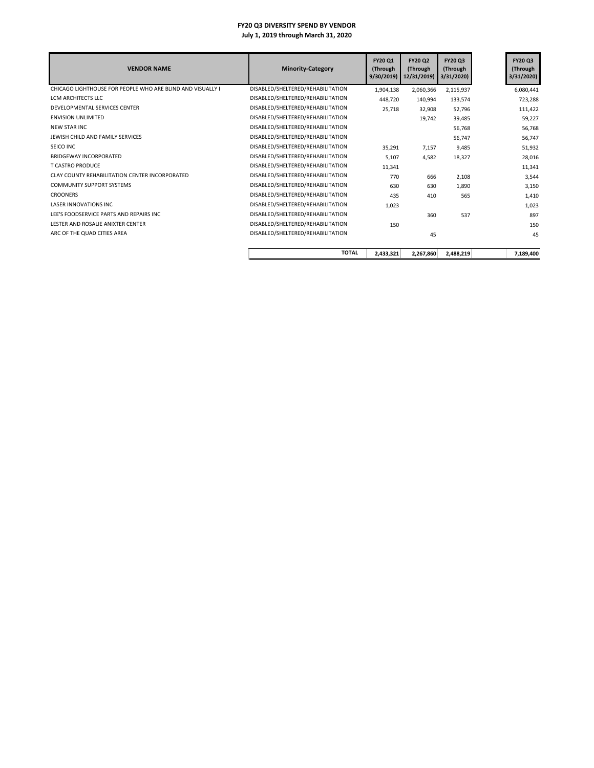**FY20 Q3 DIVERSITY SPEND BY VENDOR**
**July 1, 2019 through March 31, 2020**

| VENDOR NAME | Minority-Category | FY20 Q1 (Through 9/30/2019) | FY20 Q2 (Through 12/31/2019) | FY20 Q3 (Through 3/31/2020) | FY20 Q3 (Through 3/31/2020) |
|---|---|---|---|---|---|
| CHICAGO LIGHTHOUSE FOR PEOPLE WHO ARE BLIND AND VISUALLY I | DISABLED/SHELTERED/REHABILITATION | 1,904,138 | 2,060,366 | 2,115,937 | 6,080,441 |
| LCM ARCHITECTS LLC | DISABLED/SHELTERED/REHABILITATION | 448,720 | 140,994 | 133,574 | 723,288 |
| DEVELOPMENTAL SERVICES CENTER | DISABLED/SHELTERED/REHABILITATION | 25,718 | 32,908 | 52,796 | 111,422 |
| ENVISION UNLIMITED | DISABLED/SHELTERED/REHABILITATION | | 19,742 | 39,485 | 59,227 |
| NEW STAR INC | DISABLED/SHELTERED/REHABILITATION | | | 56,768 | 56,768 |
| JEWISH CHILD AND FAMILY SERVICES | DISABLED/SHELTERED/REHABILITATION | | | 56,747 | 56,747 |
| SEICO INC | DISABLED/SHELTERED/REHABILITATION | 35,291 | 7,157 | 9,485 | 51,932 |
| BRIDGEWAY INCORPORATED | DISABLED/SHELTERED/REHABILITATION | 5,107 | 4,582 | 18,327 | 28,016 |
| T CASTRO PRODUCE | DISABLED/SHELTERED/REHABILITATION | 11,341 | | | 11,341 |
| CLAY COUNTY REHABILITATION CENTER INCORPORATED | DISABLED/SHELTERED/REHABILITATION | 770 | 666 | 2,108 | 3,544 |
| COMMUNITY SUPPORT SYSTEMS | DISABLED/SHELTERED/REHABILITATION | 630 | 630 | 1,890 | 3,150 |
| CROONERS | DISABLED/SHELTERED/REHABILITATION | 435 | 410 | 565 | 1,410 |
| LASER INNOVATIONS INC | DISABLED/SHELTERED/REHABILITATION | 1,023 | | | 1,023 |
| LEE'S FOODSERVICE PARTS AND REPAIRS INC | DISABLED/SHELTERED/REHABILITATION | | 360 | 537 | 897 |
| LESTER AND ROSALIE ANIXTER CENTER | DISABLED/SHELTERED/REHABILITATION | 150 | | | 150 |
| ARC OF THE QUAD CITIES AREA | DISABLED/SHELTERED/REHABILITATION | | 45 | | 45 |
| | **TOTAL** | **2,433,321** | **2,267,860** | **2,488,219** | **7,189,400** |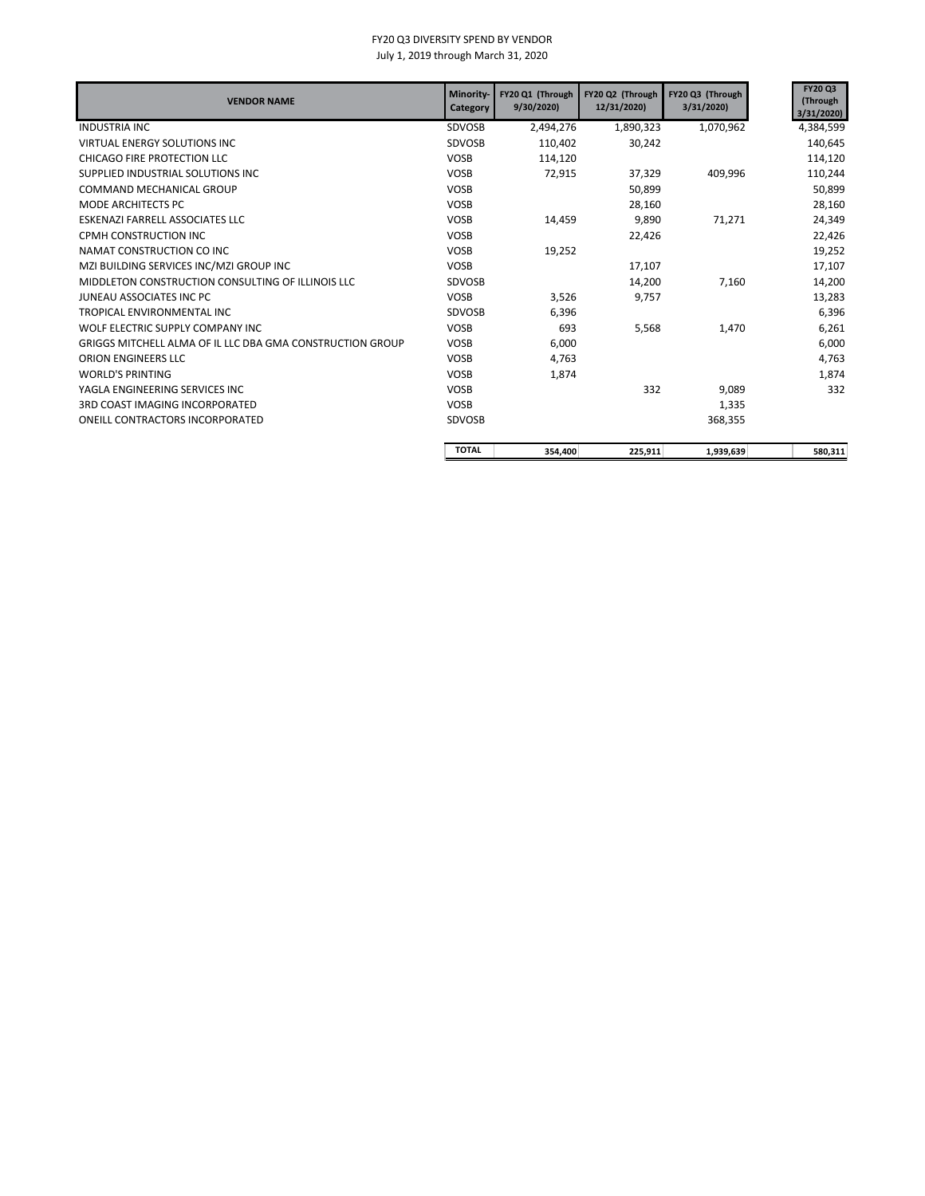FY20 Q3 DIVERSITY SPEND BY VENDOR

July 1, 2019 through March 31, 2020

| VENDOR NAME | Minority-Category | FY20 Q1 (Through 9/30/2020) | FY20 Q2 (Through 12/31/2020) | FY20 Q3 (Through 3/31/2020) | FY20 Q3 (Through 3/31/2020) |
|---|---|---|---|---|---|
| INDUSTRIA INC | SDVOSB | 2,494,276 | 1,890,323 | 1,070,962 | 4,384,599 |
| VIRTUAL ENERGY SOLUTIONS INC | SDVOSB | 110,402 | 30,242 | | 140,645 |
| CHICAGO FIRE PROTECTION LLC | VOSB | 114,120 | | | 114,120 |
| SUPPLIED INDUSTRIAL SOLUTIONS INC | VOSB | 72,915 | 37,329 | 409,996 | 110,244 |
| COMMAND MECHANICAL GROUP | VOSB | | 50,899 | | 50,899 |
| MODE ARCHITECTS PC | VOSB | | 28,160 | | 28,160 |
| ESKENAZI FARRELL ASSOCIATES LLC | VOSB | 14,459 | 9,890 | 71,271 | 24,349 |
| CPMH CONSTRUCTION INC | VOSB | | 22,426 | | 22,426 |
| NAMAT CONSTRUCTION CO INC | VOSB | 19,252 | | | 19,252 |
| MZI BUILDING SERVICES INC/MZI GROUP INC | VOSB | | 17,107 | | 17,107 |
| MIDDLETON CONSTRUCTION CONSULTING OF ILLINOIS LLC | SDVOSB | | 14,200 | 7,160 | 14,200 |
| JUNEAU ASSOCIATES INC PC | VOSB | 3,526 | 9,757 | | 13,283 |
| TROPICAL ENVIRONMENTAL INC | SDVOSB | 6,396 | | | 6,396 |
| WOLF ELECTRIC SUPPLY COMPANY INC | VOSB | 693 | 5,568 | 1,470 | 6,261 |
| GRIGGS MITCHELL ALMA OF IL LLC DBA GMA CONSTRUCTION GROUP | VOSB | 6,000 | | | 6,000 |
| ORION ENGINEERS LLC | VOSB | 4,763 | | | 4,763 |
| WORLD'S PRINTING | VOSB | 1,874 | | | 1,874 |
| YAGLA ENGINEERING SERVICES INC | VOSB | | 332 | 9,089 | 332 |
| 3RD COAST IMAGING INCORPORATED | VOSB | | | 1,335 | |
| ONEILL CONTRACTORS INCORPORATED | SDVOSB | | | 368,355 | |
| | **TOTAL** | **354,400** | **225,911** | **1,939,639** | **580,311** |